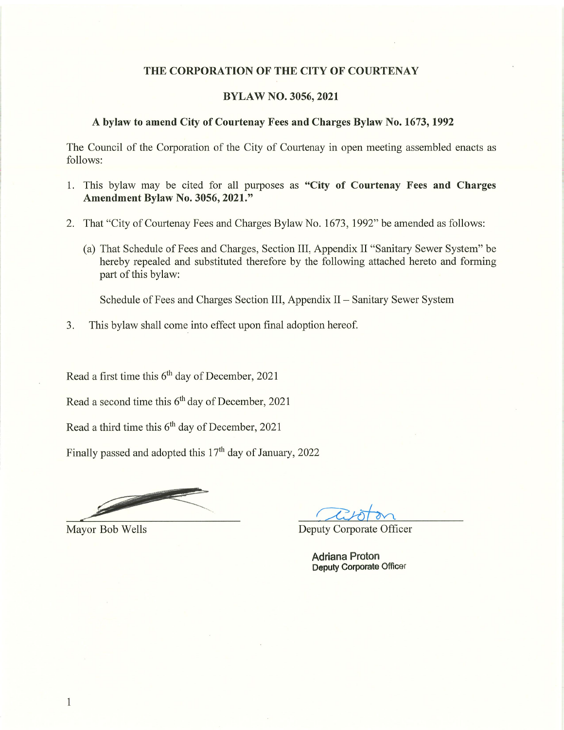# THE CORPORATION OF THE CITY OF COURTENAY

## BYLAW NO. 3056, 2021

### A bylaw to amend City of Courtenay Fees and Charges Bylaw No. 1673, 1992

The Council of the Corporation of the City of Courtenay in open meeting assembled enacts as follows:

1. This bylaw may be cited for all purposes as **"City of Courtenay Fees and Charges Amendment Bylaw No. 3056, 2021."**

2. That "City of Courtenay Fees and Charges Bylaw No. 1673, 1992" be amended as follows:

   (a) That Schedule of Fees and Charges, Section III, Appendix II "Sanitary Sewer System" be hereby repealed and substituted therefore by the following attached hereto and forming part of this bylaw:

   Schedule of Fees and Charges Section III, Appendix II – Sanitary Sewer System

3. This bylaw shall come into effect upon final adoption hereof.

Read a first time this 6th day of December, 2021

Read a second time this 6th day of December, 2021

Read a third time this 6th day of December, 2021

Finally passed and adopted this 17th day of January, 2022

| | |
|---|---|
| Mayor Bob Wells | Deputy Corporate Officer |
| | **Adriana Proton** |
| | **Deputy Corporate Officer** |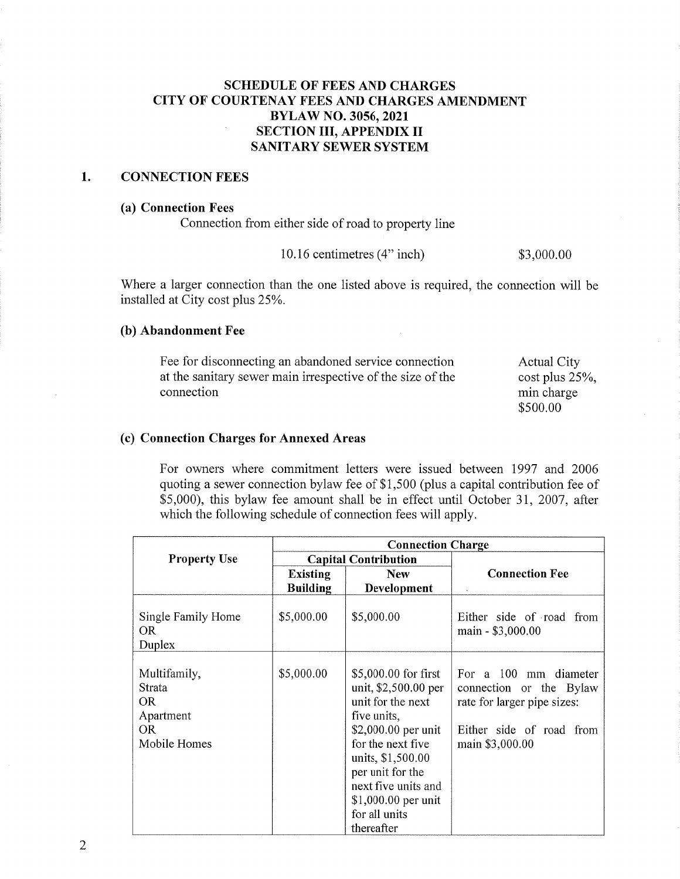# SCHEDULE OF FEES AND CHARGES
# CITY OF COURTENAY FEES AND CHARGES AMENDMENT
# BYLAW NO. 3056, 2021
# SECTION III, APPENDIX II
# SANITARY SEWER SYSTEM

## 1. CONNECTION FEES

### (a) Connection Fees

Connection from either side of road to property line

10.16 centimetres (4" inch) $3,000.00

Where a larger connection than the one listed above is required, the connection will be installed at City cost plus 25%.

### (b) Abandonment Fee

| | |
|---|---|
| Fee for disconnecting an abandoned service connection at the sanitary sewer main irrespective of the size of the connection | Actual City cost plus 25%, min charge $500.00 |

### (c) Connection Charges for Annexed Areas

For owners where commitment letters were issued between 1997 and 2006 quoting a sewer connection bylaw fee of $1,500 (plus a capital contribution fee of $5,000), this bylaw fee amount shall be in effect until October 31, 2007, after which the following schedule of connection fees will apply.

| Property Use | Connection Charge | | |
|---|---|---|---|
| | Capital Contribution | | Connection Fee |
| | Existing Building | New Development | |
| Single Family Home OR Duplex | $5,000.00 | $5,000.00 | Either side of road from main - $3,000.00 |
| Multifamily, Strata OR Apartment OR Mobile Homes | $5,000.00 | $5,000.00 for first unit, $2,500.00 per unit for the next five units, $2,000.00 per unit for the next five units, $1,500.00 per unit for the next five units and $1,000.00 per unit for all units thereafter | For a 100 mm diameter connection or the Bylaw rate for larger pipe sizes: Either side of road from main $3,000.00 |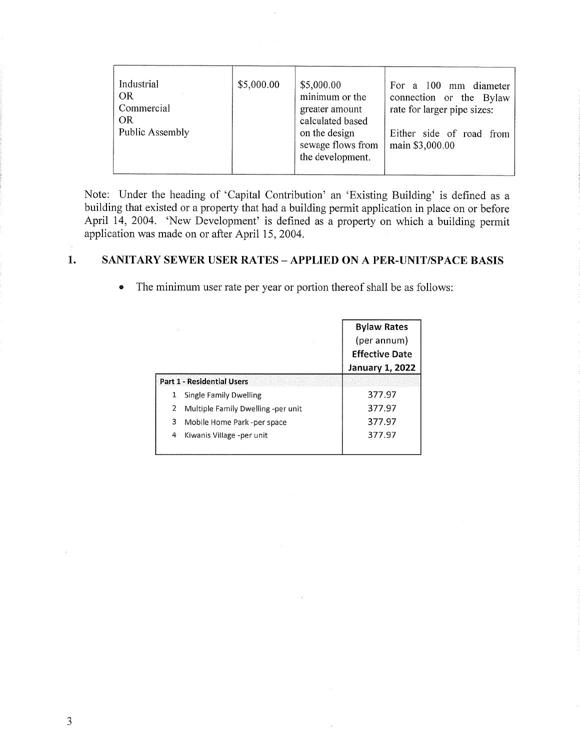| | | | |
|---|---|---|---|
| Industrial<br>OR<br>Commercial<br>OR<br>Public Assembly | \$5,000.00 | \$5,000.00 minimum or the greater amount calculated based on the design sewage flows from the development. | For a 100 mm diameter connection or the Bylaw rate for larger pipe sizes:<br><br>Either side of road from main \$3,000.00 |

Note: Under the heading of 'Capital Contribution' an 'Existing Building' is defined as a building that existed or a property that had a building permit application in place on or before April 14, 2004. 'New Development' is defined as a property on which a building permit application was made on or after April 15, 2004.

## 1. SANITARY SEWER USER RATES – APPLIED ON A PER-UNIT/SPACE BASIS

- The minimum user rate per year or portion thereof shall be as follows:

| | **Bylaw Rates** (per annum) **Effective Date January 1, 2022** |
|---|---|
| **Part 1 - Residential Users** | |
| 1 Single Family Dwelling | 377.97 |
| 2 Multiple Family Dwelling -per unit | 377.97 |
| 3 Mobile Home Park -per space | 377.97 |
| 4 Kiwanis Village -per unit | 377.97 |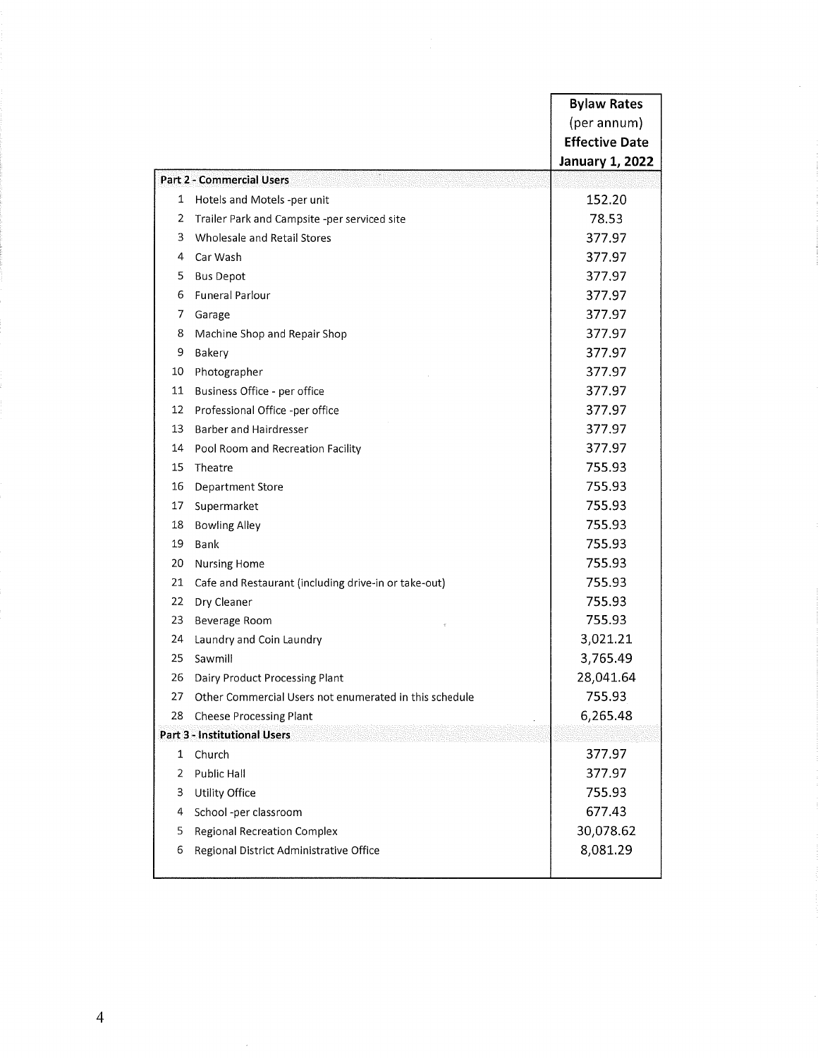| | | Bylaw Rates (per annum) Effective Date January 1, 2022 |
|---|---|---|
| **Part 2 - Commercial Users** | | |
| 1 | Hotels and Motels -per unit | 152.20 |
| 2 | Trailer Park and Campsite -per serviced site | 78.53 |
| 3 | Wholesale and Retail Stores | 377.97 |
| 4 | Car Wash | 377.97 |
| 5 | Bus Depot | 377.97 |
| 6 | Funeral Parlour | 377.97 |
| 7 | Garage | 377.97 |
| 8 | Machine Shop and Repair Shop | 377.97 |
| 9 | Bakery | 377.97 |
| 10 | Photographer | 377.97 |
| 11 | Business Office - per office | 377.97 |
| 12 | Professional Office -per office | 377.97 |
| 13 | Barber and Hairdresser | 377.97 |
| 14 | Pool Room and Recreation Facility | 377.97 |
| 15 | Theatre | 755.93 |
| 16 | Department Store | 755.93 |
| 17 | Supermarket | 755.93 |
| 18 | Bowling Alley | 755.93 |
| 19 | Bank | 755.93 |
| 20 | Nursing Home | 755.93 |
| 21 | Cafe and Restaurant (including drive-in or take-out) | 755.93 |
| 22 | Dry Cleaner | 755.93 |
| 23 | Beverage Room | 755.93 |
| 24 | Laundry and Coin Laundry | 3,021.21 |
| 25 | Sawmill | 3,765.49 |
| 26 | Dairy Product Processing Plant | 28,041.64 |
| 27 | Other Commercial Users not enumerated in this schedule | 755.93 |
| 28 | Cheese Processing Plant | 6,265.48 |
| **Part 3 - Institutional Users** | | |
| 1 | Church | 377.97 |
| 2 | Public Hall | 377.97 |
| 3 | Utility Office | 755.93 |
| 4 | School -per classroom | 677.43 |
| 5 | Regional Recreation Complex | 30,078.62 |
| 6 | Regional District Administrative Office | 8,081.29 |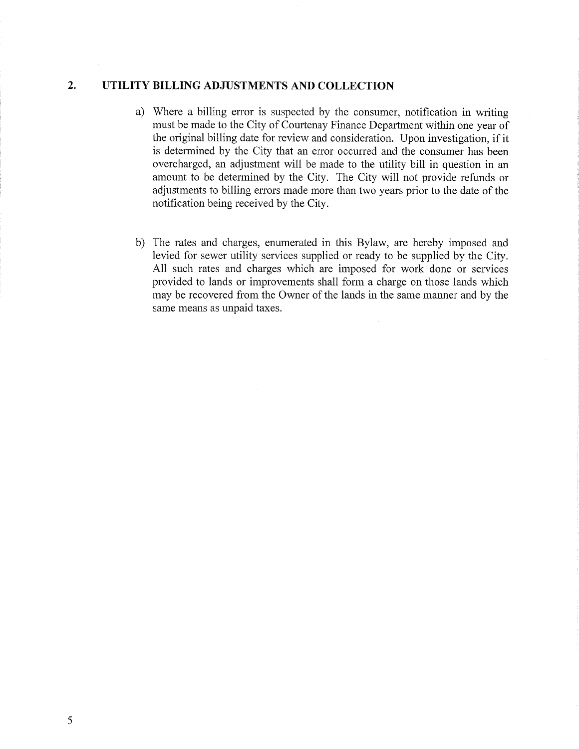## 2. UTILITY BILLING ADJUSTMENTS AND COLLECTION

a) Where a billing error is suspected by the consumer, notification in writing must be made to the City of Courtenay Finance Department within one year of the original billing date for review and consideration. Upon investigation, if it is determined by the City that an error occurred and the consumer has been overcharged, an adjustment will be made to the utility bill in question in an amount to be determined by the City. The City will not provide refunds or adjustments to billing errors made more than two years prior to the date of the notification being received by the City.

b) The rates and charges, enumerated in this Bylaw, are hereby imposed and levied for sewer utility services supplied or ready to be supplied by the City. All such rates and charges which are imposed for work done or services provided to lands or improvements shall form a charge on those lands which may be recovered from the Owner of the lands in the same manner and by the same means as unpaid taxes.